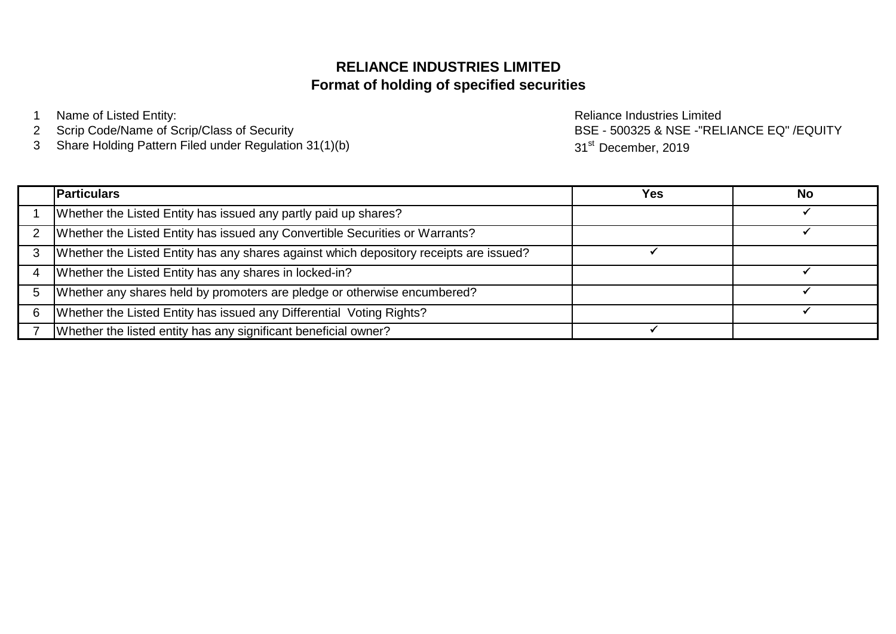# RELIANCE INDUSTRIES LIMITED
## Format of holding of specified securities

1. Name of Listed Entity: Reliance Industries Limited
2. Scrip Code/Name of Scrip/Class of Security BSE - 500325 & NSE -"RELIANCE EQ" /EQUITY
3. Share Holding Pattern Filed under Regulation 31(1)(b) 31st December, 2019

| | Particulars | Yes | No |
|---|---|---|---|
| 1 | Whether the Listed Entity has issued any partly paid up shares? | | ✓ |
| 2 | Whether the Listed Entity has issued any Convertible Securities or Warrants? | | ✓ |
| 3 | Whether the Listed Entity has any shares against which depository receipts are issued? | ✓ | |
| 4 | Whether the Listed Entity has any shares in locked-in? | | ✓ |
| 5 | Whether any shares held by promoters are pledge or otherwise encumbered? | | ✓ |
| 6 | Whether the Listed Entity has issued any Differential Voting Rights? | | ✓ |
| 7 | Whether the listed entity has any significant beneficial owner? | ✓ | |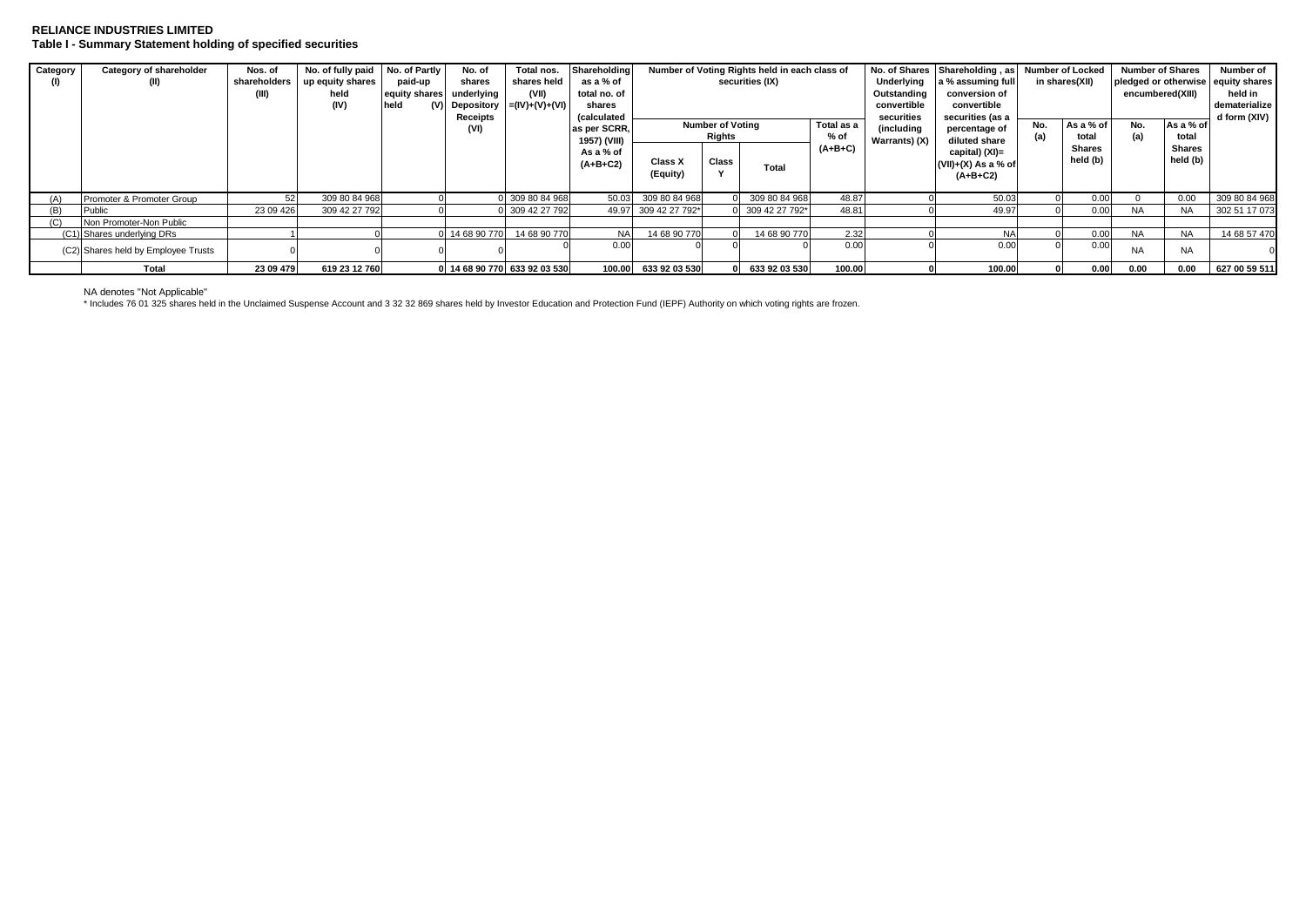**RELIANCE INDUSTRIES LIMITED**

**Table I - Summary Statement holding of specified securities**

| Category (I) | Category of shareholder (II) | Nos. of shareholders (III) | No. of fully paid up equity shares held (IV) | No. of Partly paid-up equity shares held (V) | No. of shares underlying Depository Receipts (VI) | Total nos. shares held (VII) =(IV)+(V)+(VI) | Shareholding as a % of total no. of shares (calculated as per SCRR, 1957) (VIII) As a % of (A+B+C2) | Number of Voting Rights held in each class of securities (IX) | | | | No. of Shares Underlying Outstanding convertible securities (including Warrants) (X) | Shareholding , as a % assuming full conversion of convertible securities (as a percentage of diluted share capital) (XI)= (VII)+(X) As a % of (A+B+C2) | Number of Locked in shares(XII) | | Number of Shares pledged or otherwise encumbered(XIII) | | Number of equity shares held in dematerialized form (XIV) |
|---|---|---|---|---|---|---|---|---|---|---|---|---|---|---|---|---|---|---|
| | | | | | | | | Number of Voting Rights | | | Total as a % of (A+B+C) | | | No. (a) | As a % of total Shares held (b) | No. (a) | As a % of total Shares held (b) | |
| | | | | | | | | Class X (Equity) | Class Y | Total | | | | | | | | |
| (A) | Promoter & Promoter Group | 52 | 309 80 84 968 | 0 | 0 | 309 80 84 968 | 50.03 | 309 80 84 968 | 0 | 309 80 84 968 | 48.87 | 0 | 50.03 | 0 | 0.00 | 0 | 0.00 | 309 80 84 968 |
| (B) | Public | 23 09 426 | 309 42 27 792 | 0 | 0 | 309 42 27 792 | 49.97 | 309 42 27 792* | 0 | 309 42 27 792* | 48.81 | 0 | 49.97 | 0 | 0.00 | NA | NA | 302 51 17 073 |
| (C) | Non Promoter-Non Public | | | | | | | | | | | | | | | | | |
| (C1) | Shares underlying DRs | 1 | 0 | 0 | 14 68 90 770 | 14 68 90 770 | NA | 14 68 90 770 | 0 | 14 68 90 770 | 2.32 | 0 | NA | 0 | 0.00 | NA | NA | 14 68 57 470 |
| (C2) | Shares held by Employee Trusts | 0 | 0 | 0 | 0 | 0 | 0.00 | 0 | 0 | 0 | 0.00 | 0 | 0.00 | 0 | 0.00 | NA | NA | 0 |
| | **Total** | **23 09 479** | **619 23 12 760** | **0** | **14 68 90 770** | **633 92 03 530** | **100.00** | **633 92 03 530** | **0** | **633 92 03 530** | **100.00** | **0** | **100.00** | **0** | **0.00** | **0.00** | **0.00** | **627 00 59 511** |

NA denotes "Not Applicable"

* Includes 76 01 325 shares held in the Unclaimed Suspense Account and 3 32 32 869 shares held by Investor Education and Protection Fund (IEPF) Authority on which voting rights are frozen.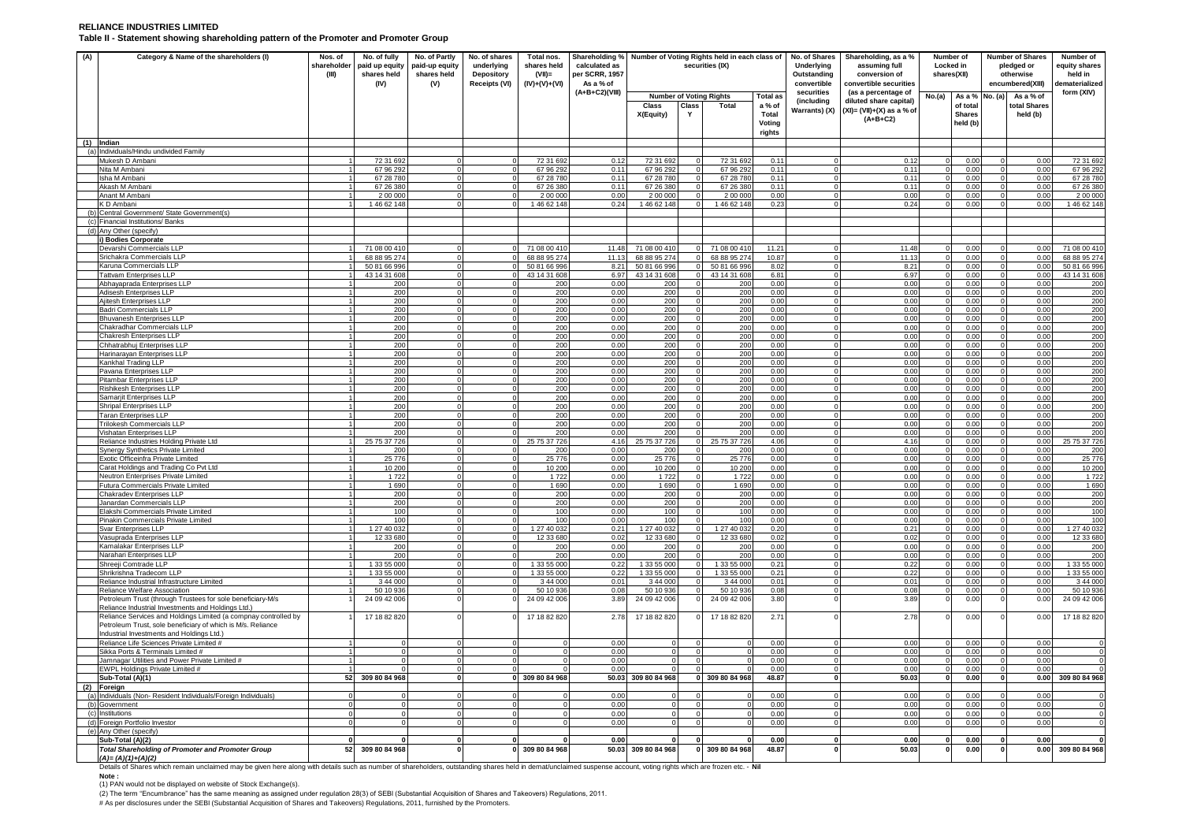**RELIANCE INDUSTRIES LIMITED**

**Table II - Statement showing shareholding pattern of the Promoter and Promoter Group**

| (A) | Category & Name of the shareholders (I) | Nos. of shareholder (III) | No. of fully paid up equity shares held (IV) | No. of Partly paid-up equity shares held (V) | No. of shares underlying Depository Receipts (VI) | Total nos. shares held (VII)= (IV)+(V)+(VI) | Shareholding % calculated as per SCRR, 1957 As a % of (A+B+C2)(VIII) | Number of Voting Rights held in each class of securities (IX) | | | | No. of Shares Underlying Outstanding convertible securities (including Warrants) (X) | Shareholding, as a % assuming full conversion of convertible securities (as a percentage of diluted share capital) (XI)= (VII)+(X) as a % of (A+B+C2) | Number of Locked in shares(XII) | | Number of Shares pledged or otherwise encumbered(XIII) | | Number of equity shares held in dematerialized form (XIV) |
|---|---|---|---|---|---|---|---|---|---|---|---|---|---|---|---|---|---|---|
| | | | | | | | | Number of Voting Rights | | | Total as a % of Total Voting rights | | | No.(a) | As a % of total Shares held (b) | No. (a) | As a % of total Shares held (b) | |
| | | | | | | | | Class X(Equity) | Class Y | Total | | | | | | | | |
| (1) | Indian | | | | | | | | | | | | | | | | | |
| (a) | Individuals/Hindu undivided Family | | | | | | | | | | | | | | | | | |
| | Mukesh D Ambani | 1 | 72 31 692 | 0 | 0 | 72 31 692 | 0.12 | 72 31 692 | 0 | 72 31 692 | 0.11 | 0 | 0.12 | 0 | 0.00 | 0 | 0.00 | 72 31 692 |
| | Nita M Ambani | 1 | 67 96 292 | 0 | 0 | 67 96 292 | 0.11 | 67 96 292 | 0 | 67 96 292 | 0.11 | 0 | 0.11 | 0 | 0.00 | 0 | 0.00 | 67 96 292 |
| | Isha M Ambani | 1 | 67 28 780 | 0 | 0 | 67 28 780 | 0.11 | 67 28 780 | 0 | 67 28 780 | 0.11 | 0 | 0.11 | 0 | 0.00 | 0 | 0.00 | 67 28 780 |
| | Akash M Ambani | 1 | 67 26 380 | 0 | 0 | 67 26 380 | 0.11 | 67 26 380 | 0 | 67 26 380 | 0.11 | 0 | 0.11 | 0 | 0.00 | 0 | 0.00 | 67 26 380 |
| | Anant M Ambani | 1 | 2 00 000 | 0 | 0 | 2 00 000 | 0.00 | 2 00 000 | 0 | 2 00 000 | 0.00 | 0 | 0.00 | 0 | 0.00 | 0 | 0.00 | 2 00 000 |
| | K D Ambani | 1 | 1 46 62 148 | 0 | 0 | 1 46 62 148 | 0.24 | 1 46 62 148 | 0 | 1 46 62 148 | 0.23 | 0 | 0.24 | 0 | 0.00 | 0 | 0.00 | 1 46 62 148 |
| (b) | Central Government/ State Government(s) | | | | | | | | | | | | | | | | | |
| (c) | Financial Institutions/ Banks | | | | | | | | | | | | | | | | | |
| (d) | Any Other (specify) | | | | | | | | | | | | | | | | | |
| | **i) Bodies Corporate** | | | | | | | | | | | | | | | | | |
| | Devarshi Commercials LLP | 1 | 71 08 00 410 | 0 | 0 | 71 08 00 410 | 11.48 | 71 08 00 410 | 0 | 71 08 00 410 | 11.21 | 0 | 11.48 | 0 | 0.00 | 0 | 0.00 | 71 08 00 410 |
| | Srichakra Commercials LLP | 1 | 68 88 95 274 | 0 | 0 | 68 88 95 274 | 11.13 | 68 88 95 274 | 0 | 68 88 95 274 | 10.87 | 0 | 11.13 | 0 | 0.00 | 0 | 0.00 | 68 88 95 274 |
| | Karuna Commercials LLP | 1 | 50 81 66 996 | 0 | 0 | 50 81 66 996 | 8.21 | 50 81 66 996 | 0 | 50 81 66 996 | 8.02 | 0 | 8.21 | 0 | 0.00 | 0 | 0.00 | 50 81 66 996 |
| | Tattvam Enterprises LLP | 1 | 43 14 31 608 | 0 | 0 | 43 14 31 608 | 6.97 | 43 14 31 608 | 0 | 43 14 31 608 | 6.81 | 0 | 6.97 | 0 | 0.00 | 0 | 0.00 | 43 14 31 608 |
| | Abhayaprada Enterprises LLP | 1 | 200 | 0 | 0 | 200 | 0.00 | 200 | 0 | 200 | 0.00 | 0 | 0.00 | 0 | 0.00 | 0 | 0.00 | 200 |
| | Adisesh Enterprises LLP | 1 | 200 | 0 | 0 | 200 | 0.00 | 200 | 0 | 200 | 0.00 | 0 | 0.00 | 0 | 0.00 | 0 | 0.00 | 200 |
| | Ajitesh Enterprises LLP | 1 | 200 | 0 | 0 | 200 | 0.00 | 200 | 0 | 200 | 0.00 | 0 | 0.00 | 0 | 0.00 | 0 | 0.00 | 200 |
| | Badri Commercials LLP | 1 | 200 | 0 | 0 | 200 | 0.00 | 200 | 0 | 200 | 0.00 | 0 | 0.00 | 0 | 0.00 | 0 | 0.00 | 200 |
| | Bhuvanesh Enterprises LLP | 1 | 200 | 0 | 0 | 200 | 0.00 | 200 | 0 | 200 | 0.00 | 0 | 0.00 | 0 | 0.00 | 0 | 0.00 | 200 |
| | Chakradhar Commercials LLP | 1 | 200 | 0 | 0 | 200 | 0.00 | 200 | 0 | 200 | 0.00 | 0 | 0.00 | 0 | 0.00 | 0 | 0.00 | 200 |
| | Chakresh Enterprises LLP | 1 | 200 | 0 | 0 | 200 | 0.00 | 200 | 0 | 200 | 0.00 | 0 | 0.00 | 0 | 0.00 | 0 | 0.00 | 200 |
| | Chhatrabhuj Enterprises LLP | 1 | 200 | 0 | 0 | 200 | 0.00 | 200 | 0 | 200 | 0.00 | 0 | 0.00 | 0 | 0.00 | 0 | 0.00 | 200 |
| | Harinarayan Enterprises LLP | 1 | 200 | 0 | 0 | 200 | 0.00 | 200 | 0 | 200 | 0.00 | 0 | 0.00 | 0 | 0.00 | 0 | 0.00 | 200 |
| | Kankhal Trading LLP | 1 | 200 | 0 | 0 | 200 | 0.00 | 200 | 0 | 200 | 0.00 | 0 | 0.00 | 0 | 0.00 | 0 | 0.00 | 200 |
| | Pavana Enterprises LLP | 1 | 200 | 0 | 0 | 200 | 0.00 | 200 | 0 | 200 | 0.00 | 0 | 0.00 | 0 | 0.00 | 0 | 0.00 | 200 |
| | Pitambar Enterprises LLP | 1 | 200 | 0 | 0 | 200 | 0.00 | 200 | 0 | 200 | 0.00 | 0 | 0.00 | 0 | 0.00 | 0 | 0.00 | 200 |
| | Rishikesh Enterprises LLP | 1 | 200 | 0 | 0 | 200 | 0.00 | 200 | 0 | 200 | 0.00 | 0 | 0.00 | 0 | 0.00 | 0 | 0.00 | 200 |
| | Samarjit Enterprises LLP | 1 | 200 | 0 | 0 | 200 | 0.00 | 200 | 0 | 200 | 0.00 | 0 | 0.00 | 0 | 0.00 | 0 | 0.00 | 200 |
| | Shripal Enterprises LLP | 1 | 200 | 0 | 0 | 200 | 0.00 | 200 | 0 | 200 | 0.00 | 0 | 0.00 | 0 | 0.00 | 0 | 0.00 | 200 |
| | Taran Enterprises LLP | 1 | 200 | 0 | 0 | 200 | 0.00 | 200 | 0 | 200 | 0.00 | 0 | 0.00 | 0 | 0.00 | 0 | 0.00 | 200 |
| | Trilokesh Commercials LLP | 1 | 200 | 0 | 0 | 200 | 0.00 | 200 | 0 | 200 | 0.00 | 0 | 0.00 | 0 | 0.00 | 0 | 0.00 | 200 |
| | Vishatan Enterprises LLP | 1 | 200 | 0 | 0 | 200 | 0.00 | 200 | 0 | 200 | 0.00 | 0 | 0.00 | 0 | 0.00 | 0 | 0.00 | 200 |
| | Reliance Industries Holding Private Ltd | 1 | 25 75 37 726 | 0 | 0 | 25 75 37 726 | 4.16 | 25 75 37 726 | 0 | 25 75 37 726 | 4.06 | 0 | 4.16 | 0 | 0.00 | 0 | 0.00 | 25 75 37 726 |
| | Synergy Synthetics Private Limited | 1 | 200 | 0 | 0 | 200 | 0.00 | 200 | 0 | 200 | 0.00 | 0 | 0.00 | 0 | 0.00 | 0 | 0.00 | 200 |
| | Exotic Officeinfra Private Limited | 1 | 25 776 | 0 | 0 | 25 776 | 0.00 | 25 776 | 0 | 25 776 | 0.00 | 0 | 0.00 | 0 | 0.00 | 0 | 0.00 | 25 776 |
| | Carat Holdings and Trading Co Pvt Ltd | 1 | 10 200 | 0 | 0 | 10 200 | 0.00 | 10 200 | 0 | 10 200 | 0.00 | 0 | 0.00 | 0 | 0.00 | 0 | 0.00 | 10 200 |
| | Neutron Enterprises Private Limited | 1 | 1 722 | 0 | 0 | 1 722 | 0.00 | 1 722 | 0 | 1 722 | 0.00 | 0 | 0.00 | 0 | 0.00 | 0 | 0.00 | 1 722 |
| | Futura Commercials Private Limited | 1 | 1 690 | 0 | 0 | 1 690 | 0.00 | 1 690 | 0 | 1 690 | 0.00 | 0 | 0.00 | 0 | 0.00 | 0 | 0.00 | 1 690 |
| | Chakradev Enterprises LLP | 1 | 200 | 0 | 0 | 200 | 0.00 | 200 | 0 | 200 | 0.00 | 0 | 0.00 | 0 | 0.00 | 0 | 0.00 | 200 |
| | Janardan Commercials LLP | 1 | 200 | 0 | 0 | 200 | 0.00 | 200 | 0 | 200 | 0.00 | 0 | 0.00 | 0 | 0.00 | 0 | 0.00 | 200 |
| | Elakshi Commercials Private Limited | 1 | 100 | 0 | 0 | 100 | 0.00 | 100 | 0 | 100 | 0.00 | 0 | 0.00 | 0 | 0.00 | 0 | 0.00 | 100 |
| | Pinakin Commercials Private Limited | 1 | 100 | 0 | 0 | 100 | 0.00 | 100 | 0 | 100 | 0.00 | 0 | 0.00 | 0 | 0.00 | 0 | 0.00 | 100 |
| | Svar Enterprises LLP | 1 | 1 27 40 032 | 0 | 0 | 1 27 40 032 | 0.21 | 1 27 40 032 | 0 | 1 27 40 032 | 0.20 | 0 | 0.21 | 0 | 0.00 | 0 | 0.00 | 1 27 40 032 |
| | Vasuprada Enterprises LLP | 1 | 12 33 680 | 0 | 0 | 12 33 680 | 0.02 | 12 33 680 | 0 | 12 33 680 | 0.02 | 0 | 0.02 | 0 | 0.00 | 0 | 0.00 | 12 33 680 |
| | Kamalakar Enterprises LLP | 1 | 200 | 0 | 0 | 200 | 0.00 | 200 | 0 | 200 | 0.00 | 0 | 0.00 | 0 | 0.00 | 0 | 0.00 | 200 |
| | Narahari Enterprises LLP | 1 | 200 | 0 | 0 | 200 | 0.00 | 200 | 0 | 200 | 0.00 | 0 | 0.00 | 0 | 0.00 | 0 | 0.00 | 200 |
| | Shreeji Comtrade LLP | 1 | 1 33 55 000 | 0 | 0 | 1 33 55 000 | 0.22 | 1 33 55 000 | 0 | 1 33 55 000 | 0.21 | 0 | 0.22 | 0 | 0.00 | 0 | 0.00 | 1 33 55 000 |
| | Shrikrishna Tradecom LLP | 1 | 1 33 55 000 | 0 | 0 | 1 33 55 000 | 0.22 | 1 33 55 000 | 0 | 1 33 55 000 | 0.21 | 0 | 0.22 | 0 | 0.00 | 0 | 0.00 | 1 33 55 000 |
| | Reliance Industrial Infrastructure Limited | 1 | 3 44 000 | 0 | 0 | 3 44 000 | 0.01 | 3 44 000 | 0 | 3 44 000 | 0.01 | 0 | 0.01 | 0 | 0.00 | 0 | 0.00 | 3 44 000 |
| | Reliance Welfare Association | 1 | 50 10 936 | 0 | 0 | 50 10 936 | 0.08 | 50 10 936 | 0 | 50 10 936 | 0.08 | 0 | 0.08 | 0 | 0.00 | 0 | 0.00 | 50 10 936 |
| | Petroleum Trust (through Trustees for sole beneficiary-M/s Reliance Industrial Investments and Holdings Ltd.) | 1 | 24 09 42 006 | 0 | 0 | 24 09 42 006 | 3.89 | 24 09 42 006 | 0 | 24 09 42 006 | 3.80 | 0 | 3.89 | 0 | 0.00 | 0 | 0.00 | 24 09 42 006 |
| | Reliance Services and Holdings Limited (a compnay controlled by Petroleum Trust, sole beneficiary of which is M/s. Reliance Industrial Investments and Holdings Ltd.) | 1 | 17 18 82 820 | 0 | 0 | 17 18 82 820 | 2.78 | 17 18 82 820 | 0 | 17 18 82 820 | 2.71 | 0 | 2.78 | 0 | 0.00 | 0 | 0.00 | 17 18 82 820 |
| | Reliance Life Sciences Private Limited # | 1 | 0 | 0 | 0 | 0 | 0.00 | 0 | 0 | 0 | 0.00 | 0 | 0.00 | 0 | 0.00 | 0 | 0.00 | 0 |
| | Sikka Ports & Terminals Limited # | 1 | 0 | 0 | 0 | 0 | 0.00 | 0 | 0 | 0 | 0.00 | 0 | 0.00 | 0 | 0.00 | 0 | 0.00 | 0 |
| | Jamnagar Utilities and Power Private Limited # | 1 | 0 | 0 | 0 | 0 | 0.00 | 0 | 0 | 0 | 0.00 | 0 | 0.00 | 0 | 0.00 | 0 | 0.00 | 0 |
| | EWPL Holdings Private Limited # | 1 | 0 | 0 | 0 | 0 | 0.00 | 0 | 0 | 0 | 0.00 | 0 | 0.00 | 0 | 0.00 | 0 | 0.00 | 0 |
| | **Sub-Total (A)(1)** | **52** | **309 80 84 968** | **0** | **0** | **309 80 84 968** | **50.03** | **309 80 84 968** | **0** | **309 80 84 968** | **48.87** | **0** | **50.03** | **0** | **0.00** | **0** | **0.00** | **309 80 84 968** |
| (2) | **Foreign** | | | | | | | | | | | | | | | | | |
| (a) | Individuals (Non- Resident Individuals/Foreign Individuals) | 0 | 0 | 0 | 0 | 0 | 0.00 | 0 | 0 | 0 | 0.00 | 0 | 0.00 | 0 | 0.00 | 0 | 0.00 | 0 |
| (b) | Government | 0 | 0 | 0 | 0 | 0 | 0.00 | 0 | 0 | 0 | 0.00 | 0 | 0.00 | 0 | 0.00 | 0 | 0.00 | 0 |
| (c) | Institutions | 0 | 0 | 0 | 0 | 0 | 0.00 | 0 | 0 | 0 | 0.00 | 0 | 0.00 | 0 | 0.00 | 0 | 0.00 | 0 |
| (d) | Foreign Portfolio Investor | 0 | 0 | 0 | 0 | 0 | 0.00 | 0 | 0 | 0 | 0.00 | 0 | 0.00 | 0 | 0.00 | 0 | 0.00 | 0 |
| (e) | Any Other (specify) | | | | | | | | | | | | | | | | | |
| | **Sub-Total (A)(2)** | **0** | **0** | **0** | **0** | **0** | **0.00** | **0** | **0** | **0** | **0.00** | **0** | **0.00** | **0** | **0.00** | **0** | **0.00** | **0** |
| | ***Total Shareholding of Promoter and Promoter Group (A)= (A)(1)+(A)(2)*** | **52** | **309 80 84 968** | **0** | **0** | **309 80 84 968** | **50.03** | **309 80 84 968** | **0** | **309 80 84 968** | **48.87** | **0** | **50.03** | **0** | **0.00** | **0** | **0.00** | **309 80 84 968** |

Details of Shares which remain unclaimed may be given here along with details such as number of shareholders, outstanding shares held in demat/unclaimed suspense account, voting rights which are frozen etc. - **Nil**

**Note :**

(1) PAN would not be displayed on website of Stock Exchange(s).

(2) The term "Encumbrance" has the same meaning as assigned under regulation 28(3) of SEBI (Substantial Acquisition of Shares and Takeovers) Regulations, 2011.

# As per disclosures under the SEBI (Substantial Acquisition of Shares and Takeovers) Regulations, 2011, furnished by the Promoters.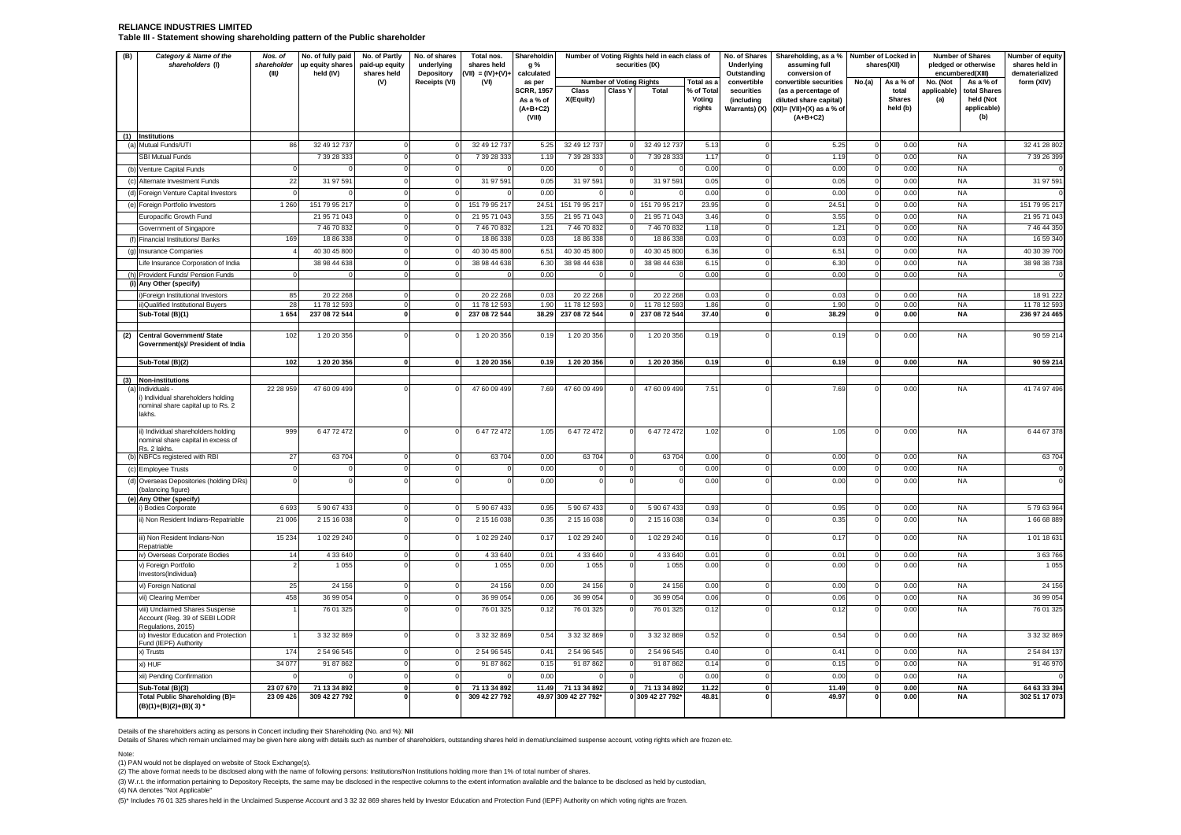**RELIANCE INDUSTRIES LIMITED**

**Table III - Statement showing shareholding pattern of the Public shareholder**

| (B) | Category & Name of the shareholders (I) | Nos. of shareholder (III) | No. of fully paid up equity shares held (IV) | No. of Partly paid-up equity shares held (V) | No. of shares underlying Depository Receipts (VI) | Total nos. shares held (VII) = (IV)+(V)+(VI) | Shareholding % calculated as per SCRR, 1957 As a % of (A+B+C2) (VIII) | Number of Voting Rights held in each class of securities (IX) | | | | No. of Shares Underlying Outstanding convertible securities (including Warrants) (X) | Shareholding, as a % assuming full conversion of convertible securities (as a percentage of diluted share capital) (XI)= (VII)+(X) as a % of (A+B+C2) | Number of Locked in shares(XII) | | Number of Shares pledged or otherwise encumbered(XIII) | | Number of equity shares held in dematerialized form (XIV) |
|---|---|---|---|---|---|---|---|---|---|---|---|---|---|---|---|---|---|---|
| | | | | | | | | Number of Voting Rights | | | Total as a % of Total Voting rights | | | No.(a) | As a % of total Shares held (b) | No. (Not applicable) (a) | As a % of total Shares held (Not applicable) (b) | |
| | | | | | | | | Class X(Equity) | Class Y | Total | | | | | | | | |
| (1) | **Institutions** | | | | | | | | | | | | | | | | | |
| (a) | Mutual Funds/UTI | 86 | 32 49 12 737 | 0 | 0 | 32 49 12 737 | 5.25 | 32 49 12 737 | 0 | 32 49 12 737 | 5.13 | 0 | 5.25 | 0 | 0.00 | NA | | 32 41 28 802 |
| | SBI Mutual Funds | | 7 39 28 333 | 0 | 0 | 7 39 28 333 | 1.19 | 7 39 28 333 | 0 | 7 39 28 333 | 1.17 | 0 | 1.19 | 0 | 0.00 | NA | | 7 39 26 399 |
| (b) | Venture Capital Funds | 0 | 0 | 0 | 0 | 0 | 0.00 | 0 | 0 | 0 | 0.00 | 0 | 0.00 | 0 | 0.00 | NA | | 0 |
| (c) | Alternate Investment Funds | 22 | 31 97 591 | 0 | 0 | 31 97 591 | 0.05 | 31 97 591 | 0 | 31 97 591 | 0.05 | 0 | 0.05 | 0 | 0.00 | NA | | 31 97 591 |
| (d) | Foreign Venture Capital Investors | 0 | 0 | 0 | 0 | 0 | 0.00 | 0 | 0 | 0 | 0.00 | 0 | 0.00 | 0 | 0.00 | NA | | 0 |
| (e) | Foreign Portfolio Investors | 1 260 | 151 79 95 217 | 0 | 0 | 151 79 95 217 | 24.51 | 151 79 95 217 | 0 | 151 79 95 217 | 23.95 | 0 | 24.51 | 0 | 0.00 | NA | | 151 79 95 217 |
| | Europacific Growth Fund | | 21 95 71 043 | 0 | 0 | 21 95 71 043 | 3.55 | 21 95 71 043 | 0 | 21 95 71 043 | 3.46 | 0 | 3.55 | 0 | 0.00 | NA | | 21 95 71 043 |
| | Government of Singapore | | 7 46 70 832 | 0 | 0 | 7 46 70 832 | 1.21 | 7 46 70 832 | 0 | 7 46 70 832 | 1.18 | 0 | 1.21 | 0 | 0.00 | NA | | 7 46 44 350 |
| (f) | Financial Institutions/ Banks | 169 | 18 86 338 | 0 | 0 | 18 86 338 | 0.03 | 18 86 338 | 0 | 18 86 338 | 0.03 | 0 | 0.03 | 0 | 0.00 | NA | | 16 59 340 |
| (g) | Insurance Companies | 4 | 40 30 45 800 | 0 | 0 | 40 30 45 800 | 6.51 | 40 30 45 800 | 0 | 40 30 45 800 | 6.36 | 0 | 6.51 | 0 | 0.00 | NA | | 40 30 39 700 |
| | Life Insurance Corporation of India | | 38 98 44 638 | 0 | 0 | 38 98 44 638 | 6.30 | 38 98 44 638 | 0 | 38 98 44 638 | 6.15 | 0 | 6.30 | 0 | 0.00 | NA | | 38 98 38 738 |
| (h) | Provident Funds/ Pension Funds | 0 | 0 | 0 | 0 | 0 | 0.00 | 0 | 0 | 0 | 0.00 | 0 | 0.00 | 0 | 0.00 | NA | | 0 |
| (i) | **Any Other (specify)** | | | | | | | | | | | | | | | | | |
| | i)Foreign Institutional Investors | 85 | 20 22 268 | 0 | 0 | 20 22 268 | 0.03 | 20 22 268 | 0 | 20 22 268 | 0.03 | 0 | 0.03 | 0 | 0.00 | NA | | 18 91 222 |
| | ii)Qualified Institutional Buyers | 28 | 11 78 12 593 | 0 | 0 | 11 78 12 593 | 1.90 | 11 78 12 593 | 0 | 11 78 12 593 | 1.86 | 0 | 1.90 | 0 | 0.00 | NA | | 11 78 12 593 |
| | **Sub-Total (B)(1)** | **1 654** | **237 08 72 544** | **0** | **0** | **237 08 72 544** | **38.29** | **237 08 72 544** | **0** | **237 08 72 544** | **37.40** | **0** | **38.29** | **0** | **0.00** | **NA** | | **236 97 24 465** |
| (2) | **Central Government/ State Government(s)/ President of India** | 102 | 1 20 20 356 | 0 | 0 | 1 20 20 356 | 0.19 | 1 20 20 356 | 0 | 1 20 20 356 | 0.19 | 0 | 0.19 | 0 | 0.00 | NA | | 90 59 214 |
| | **Sub-Total (B)(2)** | **102** | **1 20 20 356** | **0** | **0** | **1 20 20 356** | **0.19** | **1 20 20 356** | **0** | **1 20 20 356** | **0.19** | **0** | **0.19** | **0** | **0.00** | **NA** | | **90 59 214** |
| (3) | **Non-institutions** | | | | | | | | | | | | | | | | | |
| (a) | Individuals - i) Individual shareholders holding nominal share capital up to Rs. 2 lakhs. | 22 28 959 | 47 60 09 499 | 0 | 0 | 47 60 09 499 | 7.69 | 47 60 09 499 | 0 | 47 60 09 499 | 7.51 | 0 | 7.69 | 0 | 0.00 | NA | | 41 74 97 496 |
| | ii) Individual shareholders holding nominal share capital in excess of Rs. 2 lakhs. | 999 | 6 47 72 472 | 0 | 0 | 6 47 72 472 | 1.05 | 6 47 72 472 | 0 | 6 47 72 472 | 1.02 | 0 | 1.05 | 0 | 0.00 | NA | | 6 44 67 378 |
| (b) | NBFCs registered with RBI | 27 | 63 704 | 0 | 0 | 63 704 | 0.00 | 63 704 | 0 | 63 704 | 0.00 | 0 | 0.00 | 0 | 0.00 | NA | | 63 704 |
| (c) | Employee Trusts | 0 | 0 | 0 | 0 | 0 | 0.00 | 0 | 0 | 0 | 0.00 | 0 | 0.00 | 0 | 0.00 | NA | | 0 |
| (d) | Overseas Depositories (holding DRs) (balancing figure) | 0 | 0 | 0 | 0 | 0 | 0.00 | 0 | 0 | 0 | 0.00 | 0 | 0.00 | 0 | 0.00 | NA | | 0 |
| (e) | **Any Other (specify)** | | | | | | | | | | | | | | | | | |
| | i) Bodies Corporate | 6 693 | 5 90 67 433 | 0 | 0 | 5 90 67 433 | 0.95 | 5 90 67 433 | 0 | 5 90 67 433 | 0.93 | 0 | 0.95 | 0 | 0.00 | NA | | 5 79 63 964 |
| | ii) Non Resident Indians-Repatriable | 21 006 | 2 15 16 038 | 0 | 0 | 2 15 16 038 | 0.35 | 2 15 16 038 | 0 | 2 15 16 038 | 0.34 | 0 | 0.35 | 0 | 0.00 | NA | | 1 66 68 889 |
| | iii) Non Resident Indians-Non Repatriable | 15 234 | 1 02 29 240 | 0 | 0 | 1 02 29 240 | 0.17 | 1 02 29 240 | 0 | 1 02 29 240 | 0.16 | 0 | 0.17 | 0 | 0.00 | NA | | 1 01 18 631 |
| | iv) Overseas Corporate Bodies | 14 | 4 33 640 | 0 | 0 | 4 33 640 | 0.01 | 4 33 640 | 0 | 4 33 640 | 0.01 | 0 | 0.01 | 0 | 0.00 | NA | | 3 63 766 |
| | v) Foreign Portfolio Investors(Individual) | 2 | 1 055 | 0 | 0 | 1 055 | 0.00 | 1 055 | 0 | 1 055 | 0.00 | 0 | 0.00 | 0 | 0.00 | NA | | 1 055 |
| | vi) Foreign National | 25 | 24 156 | 0 | 0 | 24 156 | 0.00 | 24 156 | 0 | 24 156 | 0.00 | 0 | 0.00 | 0 | 0.00 | NA | | 24 156 |
| | vii) Clearing Member | 458 | 36 99 054 | 0 | 0 | 36 99 054 | 0.06 | 36 99 054 | 0 | 36 99 054 | 0.06 | 0 | 0.06 | 0 | 0.00 | NA | | 36 99 054 |
| | viii) Unclaimed Shares Suspense Account (Reg. 39 of SEBI LODR Regulations, 2015) | 1 | 76 01 325 | 0 | 0 | 76 01 325 | 0.12 | 76 01 325 | 0 | 76 01 325 | 0.12 | 0 | 0.12 | 0 | 0.00 | NA | | 76 01 325 |
| | ix) Investor Education and Protection Fund (IEPF) Authority | 1 | 3 32 32 869 | 0 | 0 | 3 32 32 869 | 0.54 | 3 32 32 869 | 0 | 3 32 32 869 | 0.52 | 0 | 0.54 | 0 | 0.00 | NA | | 3 32 32 869 |
| | x) Trusts | 174 | 2 54 96 545 | 0 | 0 | 2 54 96 545 | 0.41 | 2 54 96 545 | 0 | 2 54 96 545 | 0.40 | 0 | 0.41 | 0 | 0.00 | NA | | 2 54 84 137 |
| | xi) HUF | 34 077 | 91 87 862 | 0 | 0 | 91 87 862 | 0.15 | 91 87 862 | 0 | 91 87 862 | 0.14 | 0 | 0.15 | 0 | 0.00 | NA | | 91 46 970 |
| | xii) Pending Confirmation | 0 | 0 | 0 | 0 | 0 | 0.00 | 0 | 0 | 0 | 0.00 | 0 | 0.00 | 0 | 0.00 | NA | | 0 |
| | **Sub-Total (B)(3)** | **23 07 670** | **71 13 34 892** | **0** | **0** | **71 13 34 892** | **11.49** | **71 13 34 892** | **0** | **71 13 34 892** | **11.22** | **0** | **11.49** | **0** | **0.00** | **NA** | | **64 63 33 394** |
| | **Total Public Shareholding (B)= (B)(1)+(B)(2)+(B)( 3) \*** | **23 09 426** | **309 42 27 792** | **0** | **0** | **309 42 27 792** | **49.97** | **309 42 27 792\*** | **0** | **309 42 27 792\*** | **48.81** | **0** | **49.97** | **0** | **0.00** | **NA** | | **302 51 17 073** |

Details of the shareholders acting as persons in Concert including their Shareholding (No. and %): **Nil**

Details of Shares which remain unclaimed may be given here along with details such as number of shareholders, outstanding shares held in demat/unclaimed suspense account, voting rights which are frozen etc.

Note:

(1) PAN would not be displayed on website of Stock Exchange(s).

(2) The above format needs to be disclosed along with the name of following persons: Institutions/Non Institutions holding more than 1% of total number of shares.

(3) W.r.t. the information pertaining to Depository Receipts, the same may be disclosed in the respective columns to the extent information available and the balance to be disclosed as held by custodian,

(4) NA denotes "Not Applicable"

(5)\* Includes 76 01 325 shares held in the Unclaimed Suspense Account and 3 32 32 869 shares held by Investor Education and Protection Fund (IEPF) Authority on which voting rights are frozen.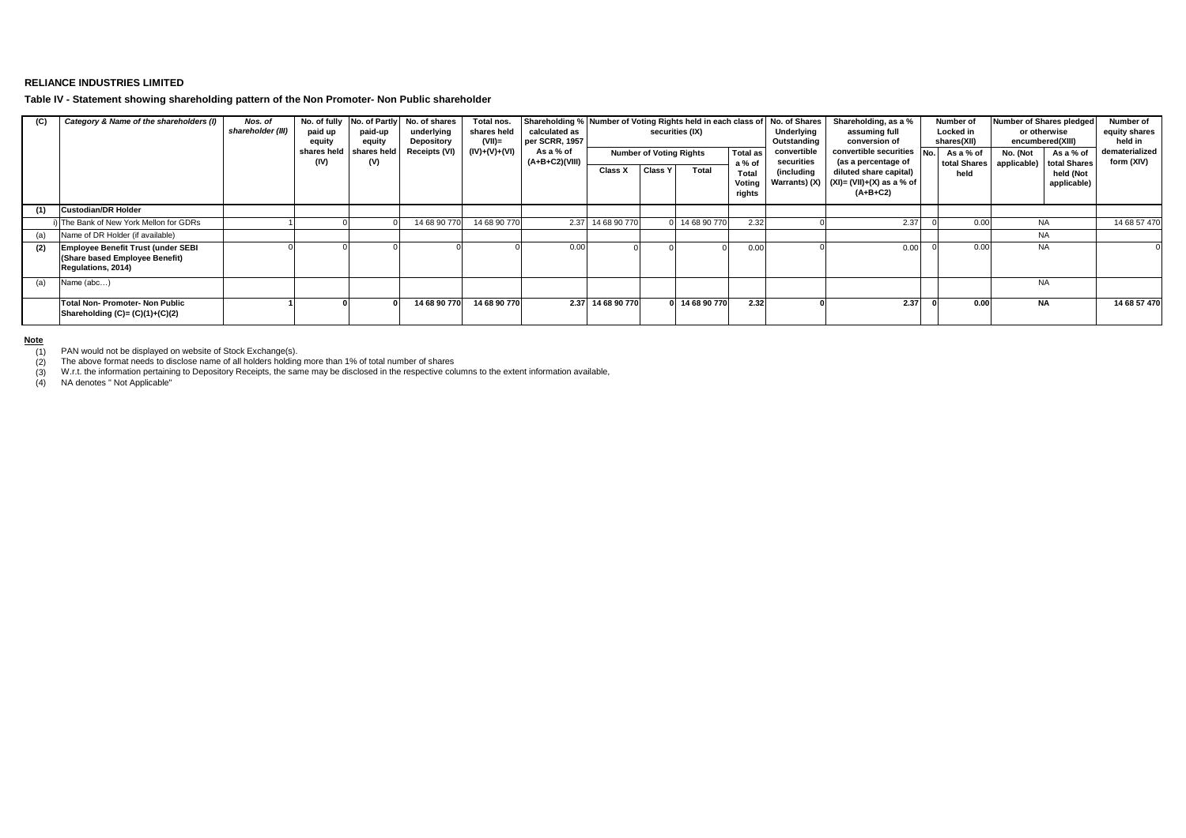**RELIANCE INDUSTRIES LIMITED**

**Table IV - Statement showing shareholding pattern of the Non Promoter- Non Public shareholder**

| (C) | Category & Name of the shareholders (I) | Nos. of shareholder (III) | No. of fully paid up equity shares held (IV) | No. of Partly paid-up equity shares held (V) | No. of shares underlying Depository Receipts (VI) | Total nos. shares held (VII)= (IV)+(V)+(VI) | Shareholding % calculated as per SCRR, 1957 As a % of (A+B+C2)(VIII) | Number of Voting Rights held in each class of securities (IX) | | | | No. of Shares Underlying Outstanding convertible securities (including Warrants) (X) | Shareholding, as a % assuming full conversion of convertible securities (as a percentage of diluted share capital) (XI)= (VII)+(X) as a % of (A+B+C2) | Number of Locked in shares(XII) | | Number of Shares pledged or otherwise encumbered(XIII) | | Number of equity shares held in dematerialized form (XIV) |
|---|---|---|---|---|---|---|---|---|---|---|---|---|---|---|---|---|---|---|
| | | | | | | | | Number of Voting Rights | | | Total as a % of Total Voting rights | | | No. | As a % of total Shares held | No. (Not applicable) | As a % of total Shares held (Not applicable) | |
| | | | | | | | | Class X | Class Y | Total | | | | | | | | |
| (1) | **Custodian/DR Holder** | | | | | | | | | | | | | | | | | |
| i) | The Bank of New York Mellon for GDRs | 1 | 0 | 0 | 14 68 90 770 | 14 68 90 770 | 2.37 | 14 68 90 770 | 0 | 14 68 90 770 | 2.32 | 0 | 2.37 | 0 | 0.00 | NA | | 14 68 57 470 |
| (a) | Name of DR Holder (if available) | | | | | | | | | | | | | | | NA | | |
| (2) | **Employee Benefit Trust (under SEBI (Share based Employee Benefit) Regulations, 2014)** | 0 | 0 | 0 | 0 | 0 | 0.00 | 0 | 0 | 0 | 0.00 | 0 | 0.00 | 0 | 0.00 | NA | | 0 |
| (a) | Name (abc…) | | | | | | | | | | | | | | | NA | | |
| | **Total Non- Promoter- Non Public Shareholding (C)= (C)(1)+(C)(2)** | **1** | **0** | **0** | **14 68 90 770** | **14 68 90 770** | **2.37** | **14 68 90 770** | **0** | **14 68 90 770** | **2.32** | **0** | **2.37** | **0** | **0.00** | **NA** | | **14 68 57 470** |

**Note**

(1) PAN would not be displayed on website of Stock Exchange(s).

(2) The above format needs to disclose name of all holders holding more than 1% of total number of shares

(3) W.r.t. the information pertaining to Depository Receipts, the same may be disclosed in the respective columns to the extent information available,

(4) NA denotes " Not Applicable"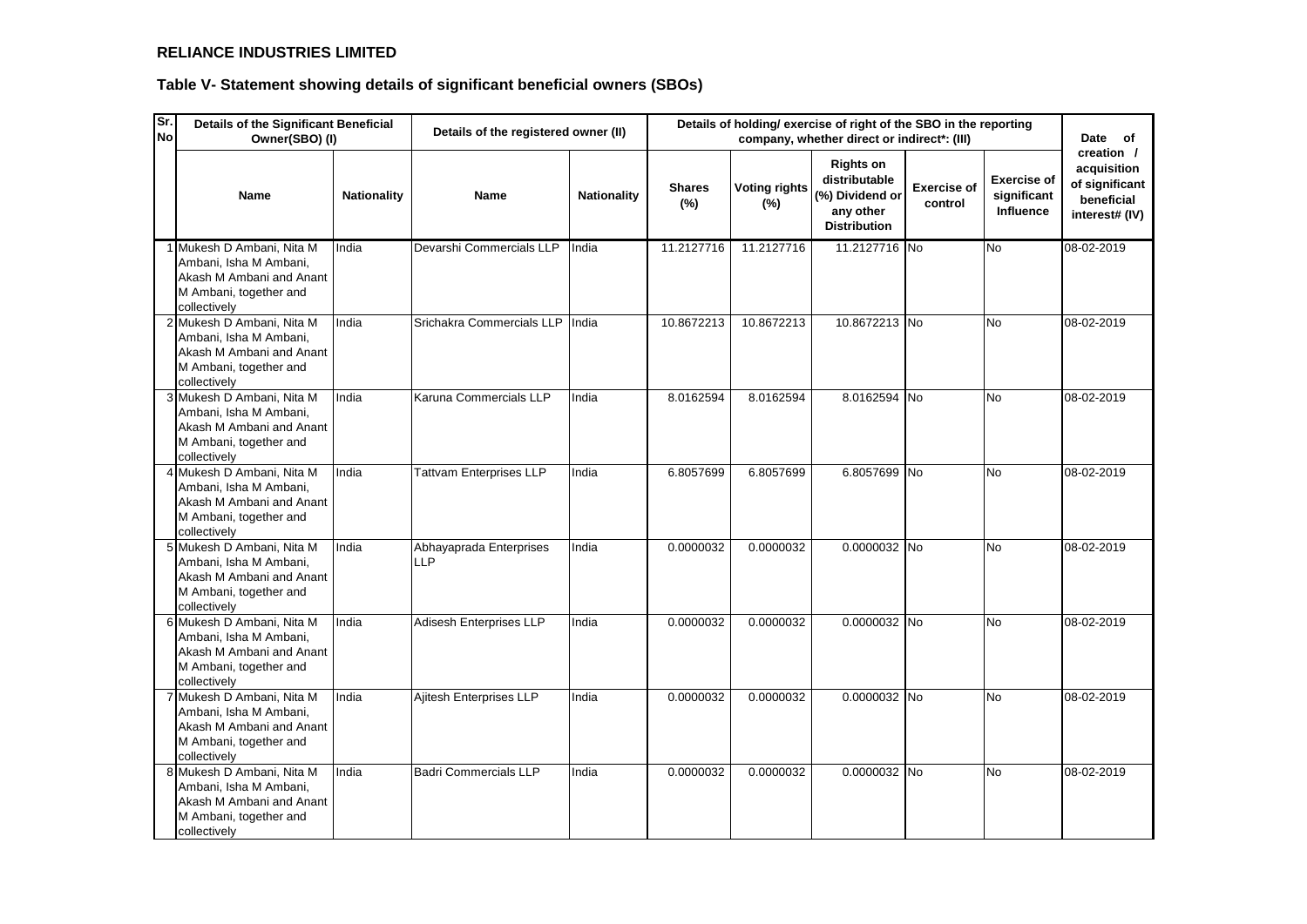**RELIANCE INDUSTRIES LIMITED**

**Table V- Statement showing details of significant beneficial owners (SBOs)**

| Sr. No | Details of the Significant Beneficial Owner(SBO) (I) | | Details of the registered owner (II) | | Details of holding/ exercise of right of the SBO in the reporting company, whether direct or indirect*: (III) | | | | | Date of creation / acquisition of significant beneficial interest# (IV) |
|---|---|---|---|---|---|---|---|---|---|---|
| | Name | Nationality | Name | Nationality | Shares (%) | Voting rights (%) | Rights on distributable (%) Dividend or any other Distribution | Exercise of control | Exercise of significant Influence | |
| 1 | Mukesh D Ambani, Nita M Ambani, Isha M Ambani, Akash M Ambani and Anant M Ambani, together and collectively | India | Devarshi Commercials LLP | India | 11.2127716 | 11.2127716 | 11.2127716 | No | No | 08-02-2019 |
| 2 | Mukesh D Ambani, Nita M Ambani, Isha M Ambani, Akash M Ambani and Anant M Ambani, together and collectively | India | Srichakra Commercials LLP | India | 10.8672213 | 10.8672213 | 10.8672213 | No | No | 08-02-2019 |
| 3 | Mukesh D Ambani, Nita M Ambani, Isha M Ambani, Akash M Ambani and Anant M Ambani, together and collectively | India | Karuna Commercials LLP | India | 8.0162594 | 8.0162594 | 8.0162594 | No | No | 08-02-2019 |
| 4 | Mukesh D Ambani, Nita M Ambani, Isha M Ambani, Akash M Ambani and Anant M Ambani, together and collectively | India | Tattvam Enterprises LLP | India | 6.8057699 | 6.8057699 | 6.8057699 | No | No | 08-02-2019 |
| 5 | Mukesh D Ambani, Nita M Ambani, Isha M Ambani, Akash M Ambani and Anant M Ambani, together and collectively | India | Abhayaprada Enterprises LLP | India | 0.0000032 | 0.0000032 | 0.0000032 | No | No | 08-02-2019 |
| 6 | Mukesh D Ambani, Nita M Ambani, Isha M Ambani, Akash M Ambani and Anant M Ambani, together and collectively | India | Adisesh Enterprises LLP | India | 0.0000032 | 0.0000032 | 0.0000032 | No | No | 08-02-2019 |
| 7 | Mukesh D Ambani, Nita M Ambani, Isha M Ambani, Akash M Ambani and Anant M Ambani, together and collectively | India | Ajitesh Enterprises LLP | India | 0.0000032 | 0.0000032 | 0.0000032 | No | No | 08-02-2019 |
| 8 | Mukesh D Ambani, Nita M Ambani, Isha M Ambani, Akash M Ambani and Anant M Ambani, together and collectively | India | Badri Commercials LLP | India | 0.0000032 | 0.0000032 | 0.0000032 | No | No | 08-02-2019 |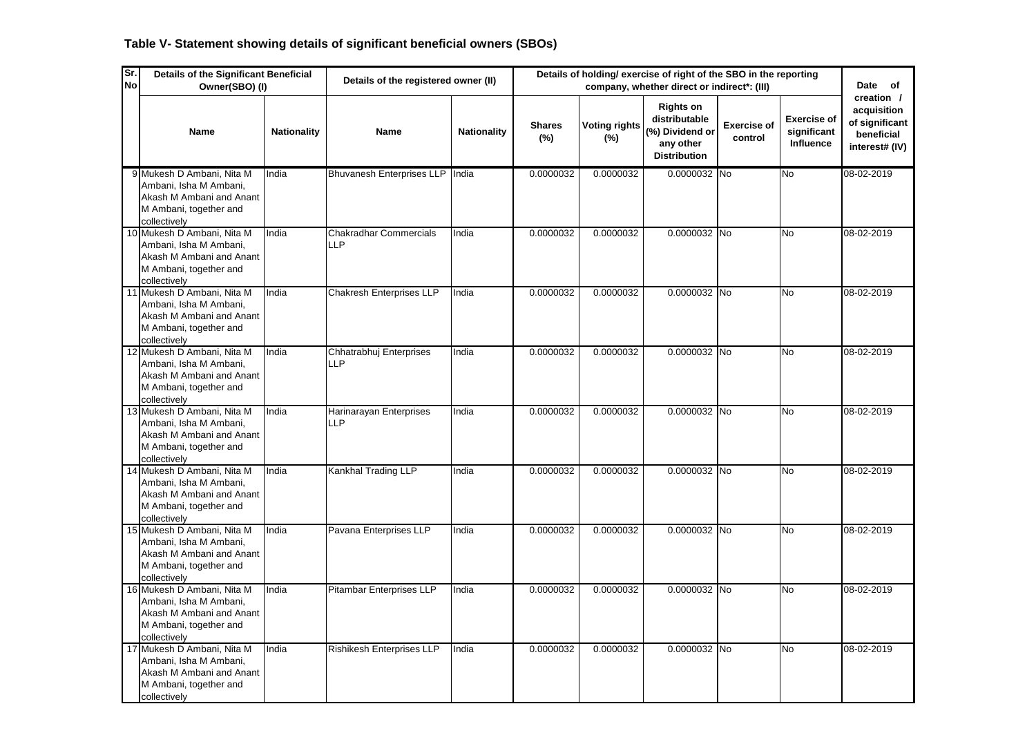### Table V- Statement showing details of significant beneficial owners (SBOs)

| Sr. No | Details of the Significant Beneficial Owner(SBO) (I) | | Details of the registered owner (II) | | Details of holding/ exercise of right of the SBO in the reporting company, whether direct or indirect*: (III) | | | | | Date of creation / acquisition of significant beneficial interest# (IV) |
|---|---|---|---|---|---|---|---|---|---|---|
| | Name | Nationality | Name | Nationality | Shares (%) | Voting rights (%) | Rights on distributable (%) Dividend or any other Distribution | Exercise of control | Exercise of significant Influence | |
| 9 | Mukesh D Ambani, Nita M Ambani, Isha M Ambani, Akash M Ambani and Anant M Ambani, together and collectively | India | Bhuvanesh Enterprises LLP | India | 0.0000032 | 0.0000032 | 0.0000032 | No | No | 08-02-2019 |
| 10 | Mukesh D Ambani, Nita M Ambani, Isha M Ambani, Akash M Ambani and Anant M Ambani, together and collectively | India | Chakradhar Commercials LLP | India | 0.0000032 | 0.0000032 | 0.0000032 | No | No | 08-02-2019 |
| 11 | Mukesh D Ambani, Nita M Ambani, Isha M Ambani, Akash M Ambani and Anant M Ambani, together and collectively | India | Chakresh Enterprises LLP | India | 0.0000032 | 0.0000032 | 0.0000032 | No | No | 08-02-2019 |
| 12 | Mukesh D Ambani, Nita M Ambani, Isha M Ambani, Akash M Ambani and Anant M Ambani, together and collectively | India | Chhatrabhuj Enterprises LLP | India | 0.0000032 | 0.0000032 | 0.0000032 | No | No | 08-02-2019 |
| 13 | Mukesh D Ambani, Nita M Ambani, Isha M Ambani, Akash M Ambani and Anant M Ambani, together and collectively | India | Harinarayan Enterprises LLP | India | 0.0000032 | 0.0000032 | 0.0000032 | No | No | 08-02-2019 |
| 14 | Mukesh D Ambani, Nita M Ambani, Isha M Ambani, Akash M Ambani and Anant M Ambani, together and collectively | India | Kankhal Trading LLP | India | 0.0000032 | 0.0000032 | 0.0000032 | No | No | 08-02-2019 |
| 15 | Mukesh D Ambani, Nita M Ambani, Isha M Ambani, Akash M Ambani and Anant M Ambani, together and collectively | India | Pavana Enterprises LLP | India | 0.0000032 | 0.0000032 | 0.0000032 | No | No | 08-02-2019 |
| 16 | Mukesh D Ambani, Nita M Ambani, Isha M Ambani, Akash M Ambani and Anant M Ambani, together and collectively | India | Pitambar Enterprises LLP | India | 0.0000032 | 0.0000032 | 0.0000032 | No | No | 08-02-2019 |
| 17 | Mukesh D Ambani, Nita M Ambani, Isha M Ambani, Akash M Ambani and Anant M Ambani, together and collectively | India | Rishikesh Enterprises LLP | India | 0.0000032 | 0.0000032 | 0.0000032 | No | No | 08-02-2019 |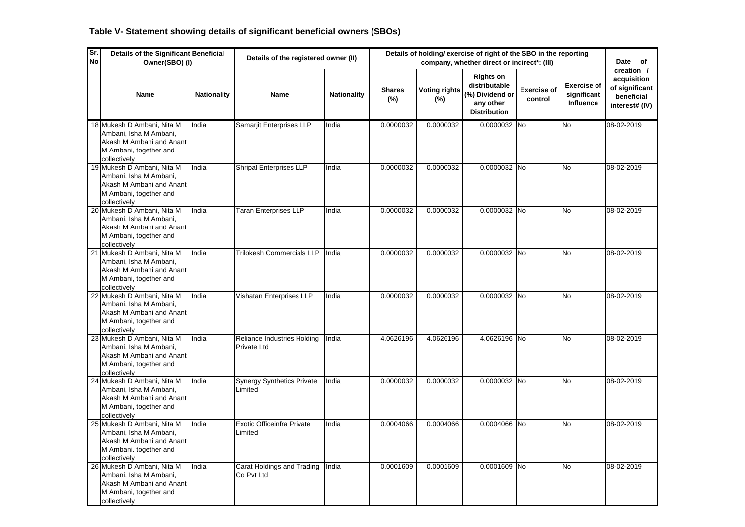### Table V- Statement showing details of significant beneficial owners (SBOs)

| Sr. No | Details of the Significant Beneficial Owner(SBO) (I) | | Details of the registered owner (II) | | Details of holding/ exercise of right of the SBO in the reporting company, whether direct or indirect*: (III) | | | | | Date of creation / acquisition of significant beneficial interest# (IV) |
|---|---|---|---|---|---|---|---|---|---|---|
| | Name | Nationality | Name | Nationality | Shares (%) | Voting rights (%) | Rights on distributable (%) Dividend or any other Distribution | Exercise of control | Exercise of significant Influence | |
| 18 | Mukesh D Ambani, Nita M Ambani, Isha M Ambani, Akash M Ambani and Anant M Ambani, together and collectively | India | Samarjit Enterprises LLP | India | 0.0000032 | 0.0000032 | 0.0000032 | No | No | 08-02-2019 |
| 19 | Mukesh D Ambani, Nita M Ambani, Isha M Ambani, Akash M Ambani and Anant M Ambani, together and collectively | India | Shripal Enterprises LLP | India | 0.0000032 | 0.0000032 | 0.0000032 | No | No | 08-02-2019 |
| 20 | Mukesh D Ambani, Nita M Ambani, Isha M Ambani, Akash M Ambani and Anant M Ambani, together and collectively | India | Taran Enterprises LLP | India | 0.0000032 | 0.0000032 | 0.0000032 | No | No | 08-02-2019 |
| 21 | Mukesh D Ambani, Nita M Ambani, Isha M Ambani, Akash M Ambani and Anant M Ambani, together and collectively | India | Trilokesh Commercials LLP | India | 0.0000032 | 0.0000032 | 0.0000032 | No | No | 08-02-2019 |
| 22 | Mukesh D Ambani, Nita M Ambani, Isha M Ambani, Akash M Ambani and Anant M Ambani, together and collectively | India | Vishatan Enterprises LLP | India | 0.0000032 | 0.0000032 | 0.0000032 | No | No | 08-02-2019 |
| 23 | Mukesh D Ambani, Nita M Ambani, Isha M Ambani, Akash M Ambani and Anant M Ambani, together and collectively | India | Reliance Industries Holding Private Ltd | India | 4.0626196 | 4.0626196 | 4.0626196 | No | No | 08-02-2019 |
| 24 | Mukesh D Ambani, Nita M Ambani, Isha M Ambani, Akash M Ambani and Anant M Ambani, together and collectively | India | Synergy Synthetics Private Limited | India | 0.0000032 | 0.0000032 | 0.0000032 | No | No | 08-02-2019 |
| 25 | Mukesh D Ambani, Nita M Ambani, Isha M Ambani, Akash M Ambani and Anant M Ambani, together and collectively | India | Exotic Officeinfra Private Limited | India | 0.0004066 | 0.0004066 | 0.0004066 | No | No | 08-02-2019 |
| 26 | Mukesh D Ambani, Nita M Ambani, Isha M Ambani, Akash M Ambani and Anant M Ambani, together and collectively | India | Carat Holdings and Trading Co Pvt Ltd | India | 0.0001609 | 0.0001609 | 0.0001609 | No | No | 08-02-2019 |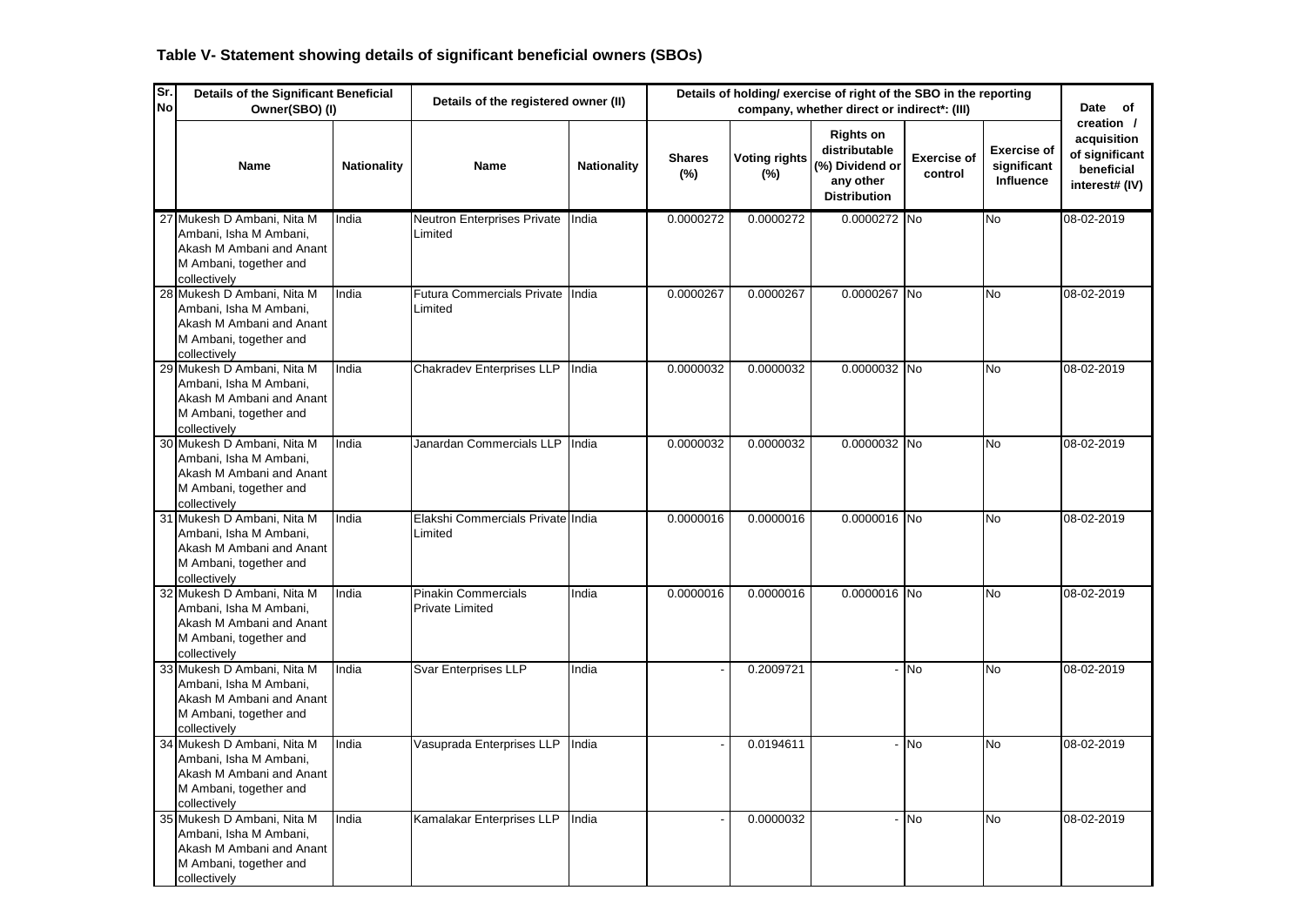### Table V- Statement showing details of significant beneficial owners (SBOs)

| Sr. No | Details of the Significant Beneficial Owner(SBO) (I) | | Details of the registered owner (II) | | Details of holding/ exercise of right of the SBO in the reporting company, whether direct or indirect*: (III) | | | | | Date of creation / acquisition of significant beneficial interest# (IV) |
|---|---|---|---|---|---|---|---|---|---|---|
| | Name | Nationality | Name | Nationality | Shares (%) | Voting rights (%) | Rights on distributable (%) Dividend or any other Distribution | Exercise of control | Exercise of significant Influence | |
| 27 | Mukesh D Ambani, Nita M Ambani, Isha M Ambani, Akash M Ambani and Anant M Ambani, together and collectively | India | Neutron Enterprises Private Limited | India | 0.0000272 | 0.0000272 | 0.0000272 | No | No | 08-02-2019 |
| 28 | Mukesh D Ambani, Nita M Ambani, Isha M Ambani, Akash M Ambani and Anant M Ambani, together and collectively | India | Futura Commercials Private Limited | India | 0.0000267 | 0.0000267 | 0.0000267 | No | No | 08-02-2019 |
| 29 | Mukesh D Ambani, Nita M Ambani, Isha M Ambani, Akash M Ambani and Anant M Ambani, together and collectively | India | Chakradev Enterprises LLP | India | 0.0000032 | 0.0000032 | 0.0000032 | No | No | 08-02-2019 |
| 30 | Mukesh D Ambani, Nita M Ambani, Isha M Ambani, Akash M Ambani and Anant M Ambani, together and collectively | India | Janardan Commercials LLP | India | 0.0000032 | 0.0000032 | 0.0000032 | No | No | 08-02-2019 |
| 31 | Mukesh D Ambani, Nita M Ambani, Isha M Ambani, Akash M Ambani and Anant M Ambani, together and collectively | India | Elakshi Commercials Private Limited | India | 0.0000016 | 0.0000016 | 0.0000016 | No | No | 08-02-2019 |
| 32 | Mukesh D Ambani, Nita M Ambani, Isha M Ambani, Akash M Ambani and Anant M Ambani, together and collectively | India | Pinakin Commercials Private Limited | India | 0.0000016 | 0.0000016 | 0.0000016 | No | No | 08-02-2019 |
| 33 | Mukesh D Ambani, Nita M Ambani, Isha M Ambani, Akash M Ambani and Anant M Ambani, together and collectively | India | Svar Enterprises LLP | India | - | 0.2009721 | - | No | No | 08-02-2019 |
| 34 | Mukesh D Ambani, Nita M Ambani, Isha M Ambani, Akash M Ambani and Anant M Ambani, together and collectively | India | Vasuprada Enterprises LLP | India | - | 0.0194611 | - | No | No | 08-02-2019 |
| 35 | Mukesh D Ambani, Nita M Ambani, Isha M Ambani, Akash M Ambani and Anant M Ambani, together and collectively | India | Kamalakar Enterprises LLP | India | - | 0.0000032 | - | No | No | 08-02-2019 |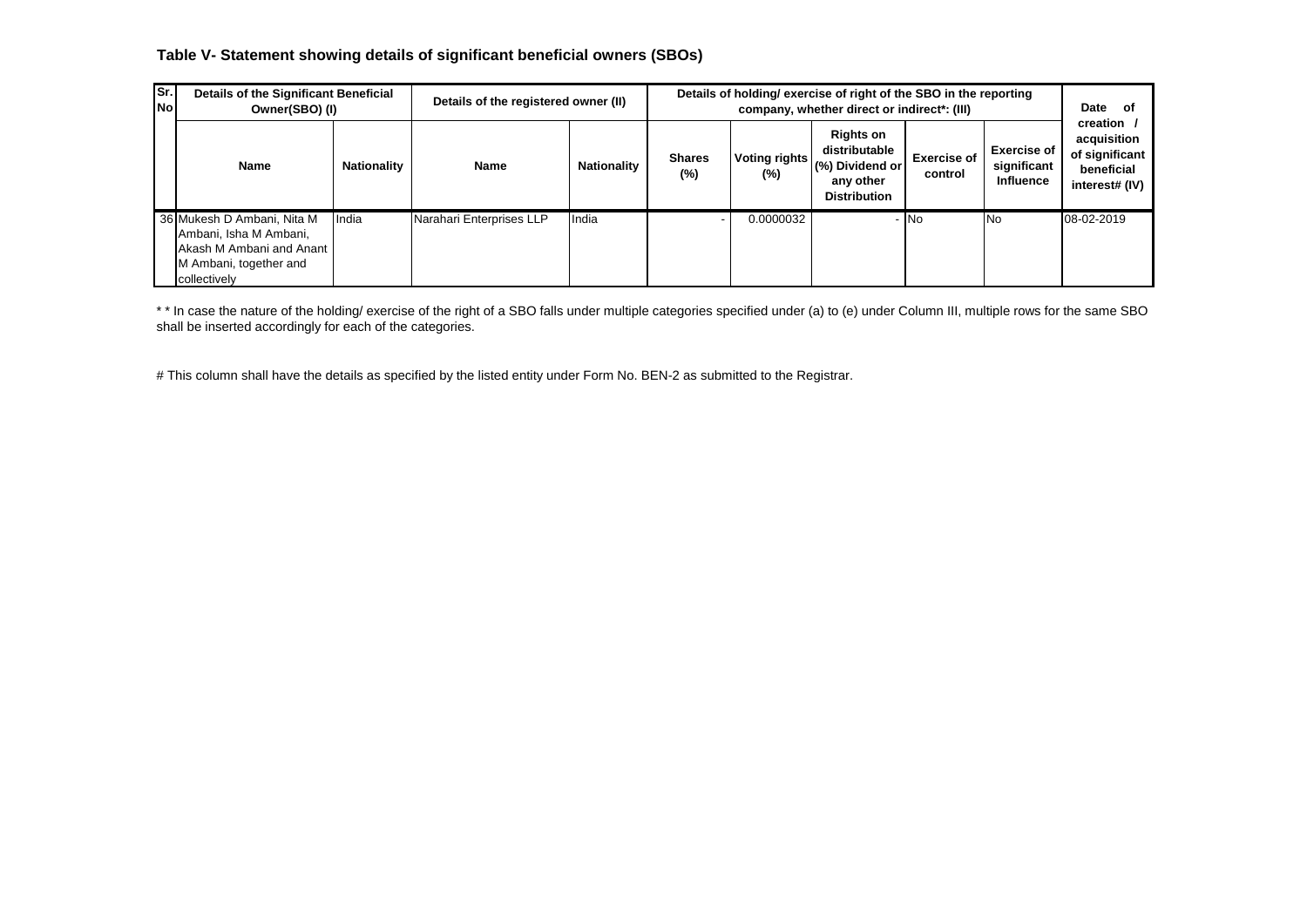### Table V- Statement showing details of significant beneficial owners (SBOs)

| Sr. No | Details of the Significant Beneficial Owner(SBO) (I) | | Details of the registered owner (II) | | Details of holding/ exercise of right of the SBO in the reporting company, whether direct or indirect*: (III) | | | | | Date of creation / acquisition of significant beneficial interest# (IV) |
|---|---|---|---|---|---|---|---|---|---|---|
| | Name | Nationality | Name | Nationality | Shares (%) | Voting rights (%) | Rights on distributable (%) Dividend or any other Distribution | Exercise of control | Exercise of significant Influence | |
| 36 | Mukesh D Ambani, Nita M Ambani, Isha M Ambani, Akash M Ambani and Anant M Ambani, together and collectively | India | Narahari Enterprises LLP | India | - | 0.0000032 | - | No | No | 08-02-2019 |

* * In case the nature of the holding/ exercise of the right of a SBO falls under multiple categories specified under (a) to (e) under Column III, multiple rows for the same SBO shall be inserted accordingly for each of the categories.

# This column shall have the details as specified by the listed entity under Form No. BEN-2 as submitted to the Registrar.